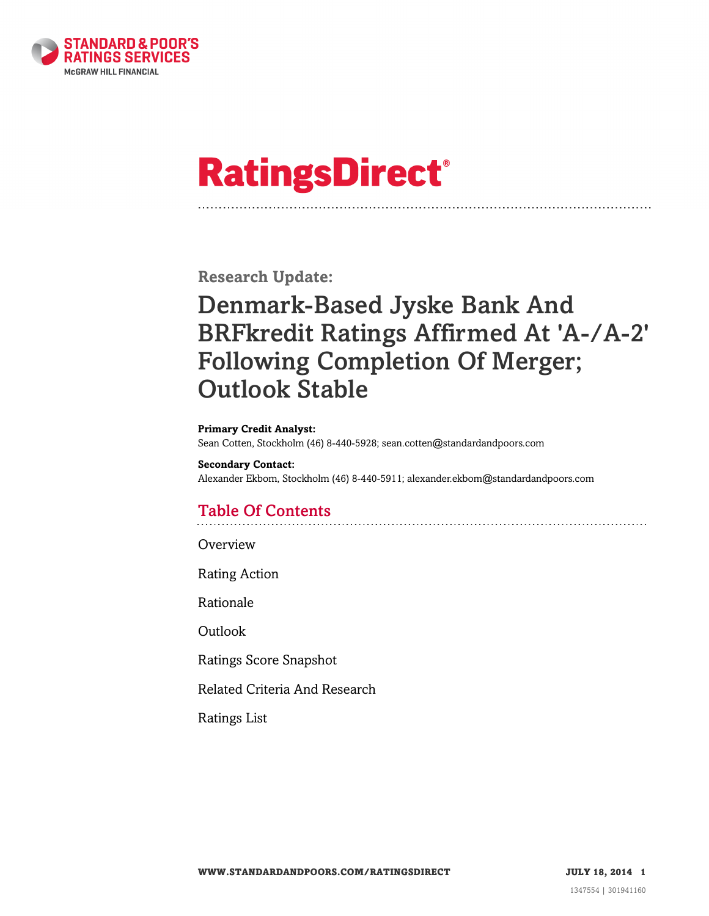STANDARD & POOR'S RATINGS SERVICES
McGRAW HILL FINANCIAL

# RatingsDirect®

## Research Update:

# Denmark-Based Jyske Bank And BRFkredit Ratings Affirmed At 'A-/A-2' Following Completion Of Merger; Outlook Stable

**Primary Credit Analyst:**
Sean Cotten, Stockholm (46) 8-440-5928; sean.cotten@standardandpoors.com

**Secondary Contact:**
Alexander Ekbom, Stockholm (46) 8-440-5911; alexander.ekbom@standardandpoors.com

## Table Of Contents

Overview

Rating Action

Rationale

Outlook

Ratings Score Snapshot

Related Criteria And Research

Ratings List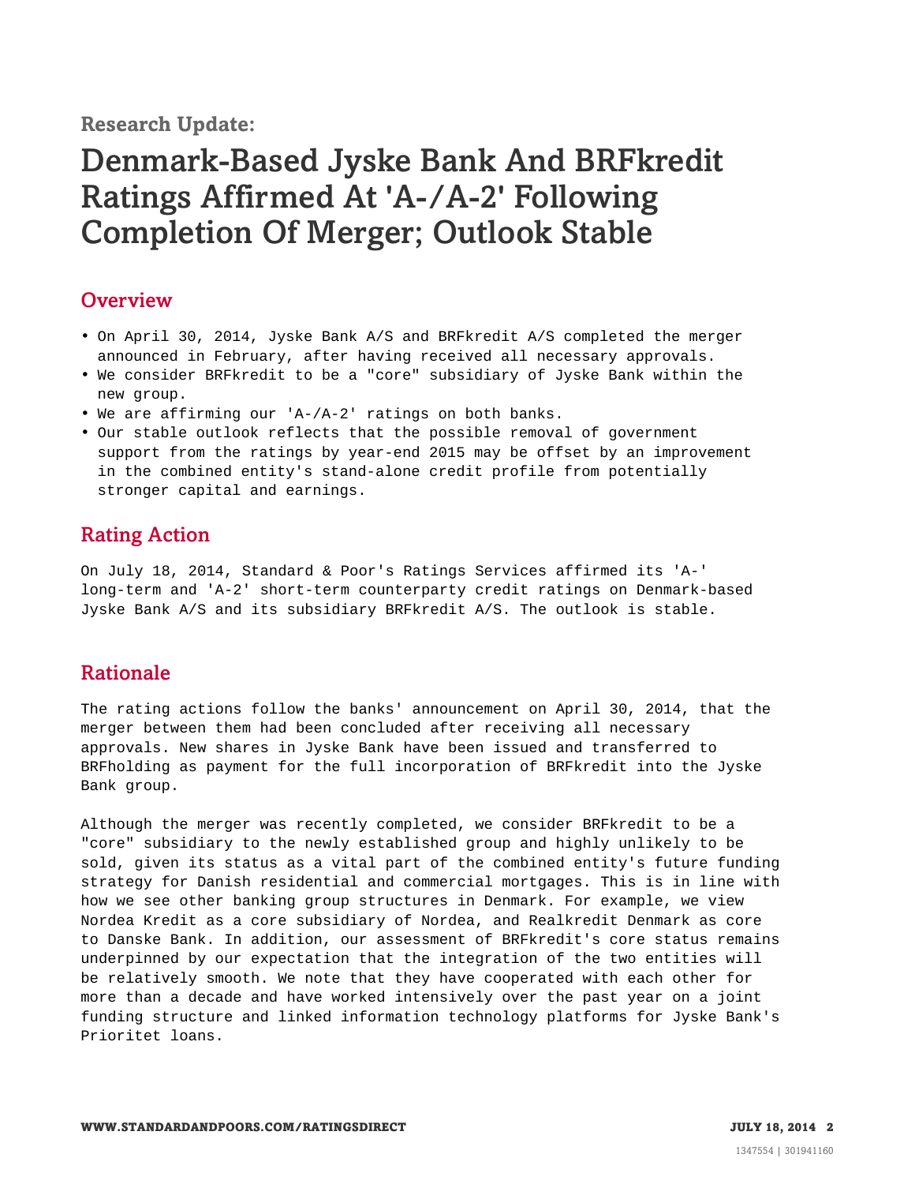Research Update:

# Denmark-Based Jyske Bank And BRFkredit Ratings Affirmed At 'A-/A-2' Following Completion Of Merger; Outlook Stable

## Overview

- On April 30, 2014, Jyske Bank A/S and BRFkredit A/S completed the merger announced in February, after having received all necessary approvals.
- We consider BRFkredit to be a "core" subsidiary of Jyske Bank within the new group.
- We are affirming our 'A-/A-2' ratings on both banks.
- Our stable outlook reflects that the possible removal of government support from the ratings by year-end 2015 may be offset by an improvement in the combined entity's stand-alone credit profile from potentially stronger capital and earnings.

## Rating Action

On July 18, 2014, Standard & Poor's Ratings Services affirmed its 'A-' long-term and 'A-2' short-term counterparty credit ratings on Denmark-based Jyske Bank A/S and its subsidiary BRFkredit A/S. The outlook is stable.

## Rationale

The rating actions follow the banks' announcement on April 30, 2014, that the merger between them had been concluded after receiving all necessary approvals. New shares in Jyske Bank have been issued and transferred to BRFholding as payment for the full incorporation of BRFkredit into the Jyske Bank group.

Although the merger was recently completed, we consider BRFkredit to be a "core" subsidiary to the newly established group and highly unlikely to be sold, given its status as a vital part of the combined entity's future funding strategy for Danish residential and commercial mortgages. This is in line with how we see other banking group structures in Denmark. For example, we view Nordea Kredit as a core subsidiary of Nordea, and Realkredit Denmark as core to Danske Bank. In addition, our assessment of BRFkredit's core status remains underpinned by our expectation that the integration of the two entities will be relatively smooth. We note that they have cooperated with each other for more than a decade and have worked intensively over the past year on a joint funding structure and linked information technology platforms for Jyske Bank's Prioritet loans.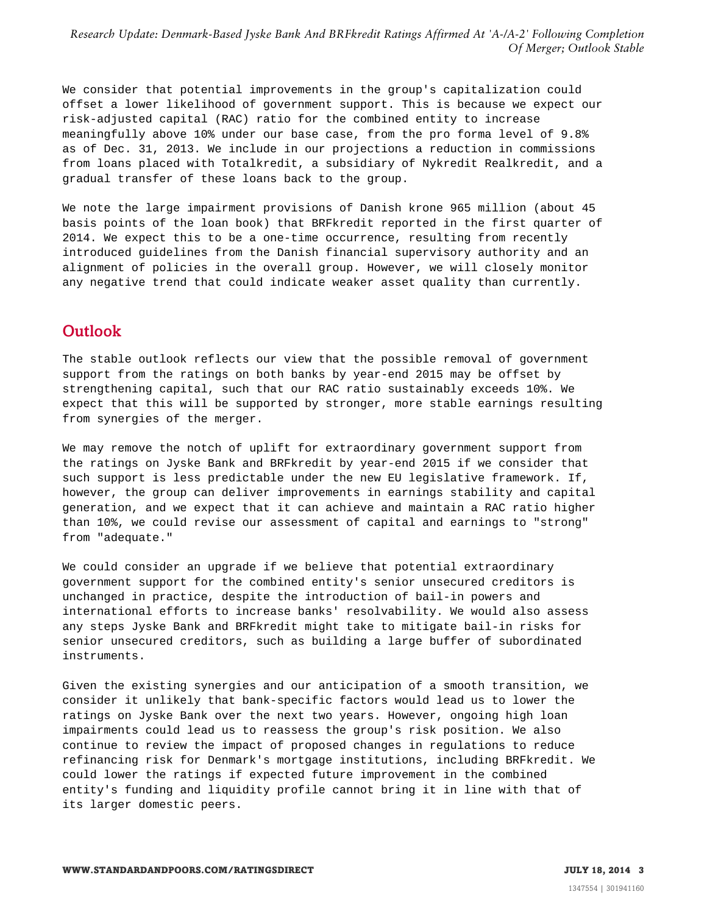We consider that potential improvements in the group's capitalization could offset a lower likelihood of government support. This is because we expect our risk-adjusted capital (RAC) ratio for the combined entity to increase meaningfully above 10% under our base case, from the pro forma level of 9.8% as of Dec. 31, 2013. We include in our projections a reduction in commissions from loans placed with Totalkredit, a subsidiary of Nykredit Realkredit, and a gradual transfer of these loans back to the group.

We note the large impairment provisions of Danish krone 965 million (about 45 basis points of the loan book) that BRFkredit reported in the first quarter of 2014. We expect this to be a one-time occurrence, resulting from recently introduced guidelines from the Danish financial supervisory authority and an alignment of policies in the overall group. However, we will closely monitor any negative trend that could indicate weaker asset quality than currently.

## Outlook

The stable outlook reflects our view that the possible removal of government support from the ratings on both banks by year-end 2015 may be offset by strengthening capital, such that our RAC ratio sustainably exceeds 10%. We expect that this will be supported by stronger, more stable earnings resulting from synergies of the merger.

We may remove the notch of uplift for extraordinary government support from the ratings on Jyske Bank and BRFkredit by year-end 2015 if we consider that such support is less predictable under the new EU legislative framework. If, however, the group can deliver improvements in earnings stability and capital generation, and we expect that it can achieve and maintain a RAC ratio higher than 10%, we could revise our assessment of capital and earnings to "strong" from "adequate."

We could consider an upgrade if we believe that potential extraordinary government support for the combined entity's senior unsecured creditors is unchanged in practice, despite the introduction of bail-in powers and international efforts to increase banks' resolvability. We would also assess any steps Jyske Bank and BRFkredit might take to mitigate bail-in risks for senior unsecured creditors, such as building a large buffer of subordinated instruments.

Given the existing synergies and our anticipation of a smooth transition, we consider it unlikely that bank-specific factors would lead us to lower the ratings on Jyske Bank over the next two years. However, ongoing high loan impairments could lead us to reassess the group's risk position. We also continue to review the impact of proposed changes in regulations to reduce refinancing risk for Denmark's mortgage institutions, including BRFkredit. We could lower the ratings if expected future improvement in the combined entity's funding and liquidity profile cannot bring it in line with that of its larger domestic peers.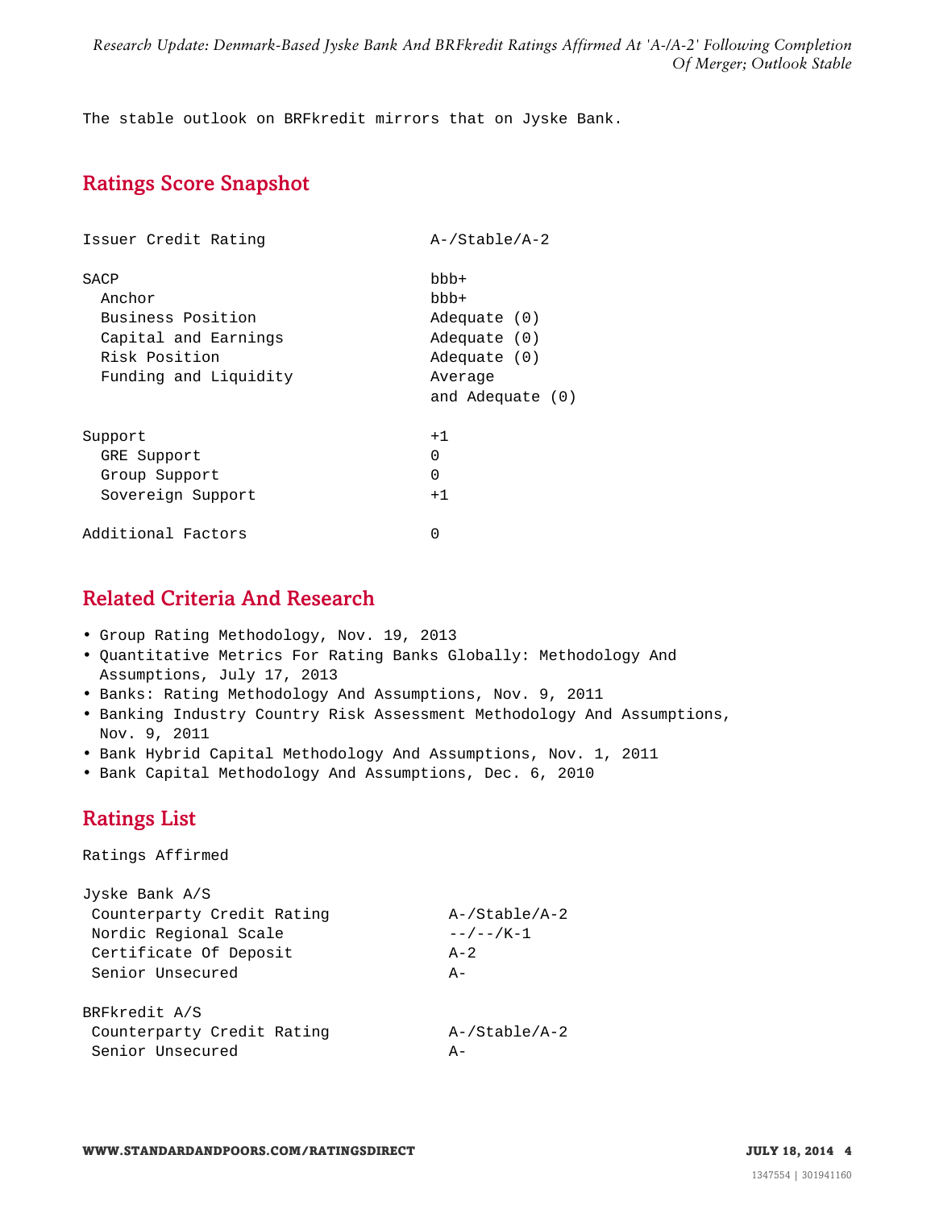The stable outlook on BRFkredit mirrors that on Jyske Bank.

## Ratings Score Snapshot

| | |
|---|---|
| Issuer Credit Rating | A-/Stable/A-2 |
| | |
| SACP | bbb+ |
| Anchor | bbb+ |
| Business Position | Adequate (0) |
| Capital and Earnings | Adequate (0) |
| Risk Position | Adequate (0) |
| Funding and Liquidity | Average and Adequate (0) |
| | |
| Support | +1 |
| GRE Support | 0 |
| Group Support | 0 |
| Sovereign Support | +1 |
| | |
| Additional Factors | 0 |

## Related Criteria And Research

- Group Rating Methodology, Nov. 19, 2013
- Quantitative Metrics For Rating Banks Globally: Methodology And Assumptions, July 17, 2013
- Banks: Rating Methodology And Assumptions, Nov. 9, 2011
- Banking Industry Country Risk Assessment Methodology And Assumptions, Nov. 9, 2011
- Bank Hybrid Capital Methodology And Assumptions, Nov. 1, 2011
- Bank Capital Methodology And Assumptions, Dec. 6, 2010

## Ratings List

Ratings Affirmed

| | |
|---|---|
| Jyske Bank A/S | |
| Counterparty Credit Rating | A-/Stable/A-2 |
| Nordic Regional Scale | --/--/K-1 |
| Certificate Of Deposit | A-2 |
| Senior Unsecured | A- |
| | |
| BRFkredit A/S | |
| Counterparty Credit Rating | A-/Stable/A-2 |
| Senior Unsecured | A- |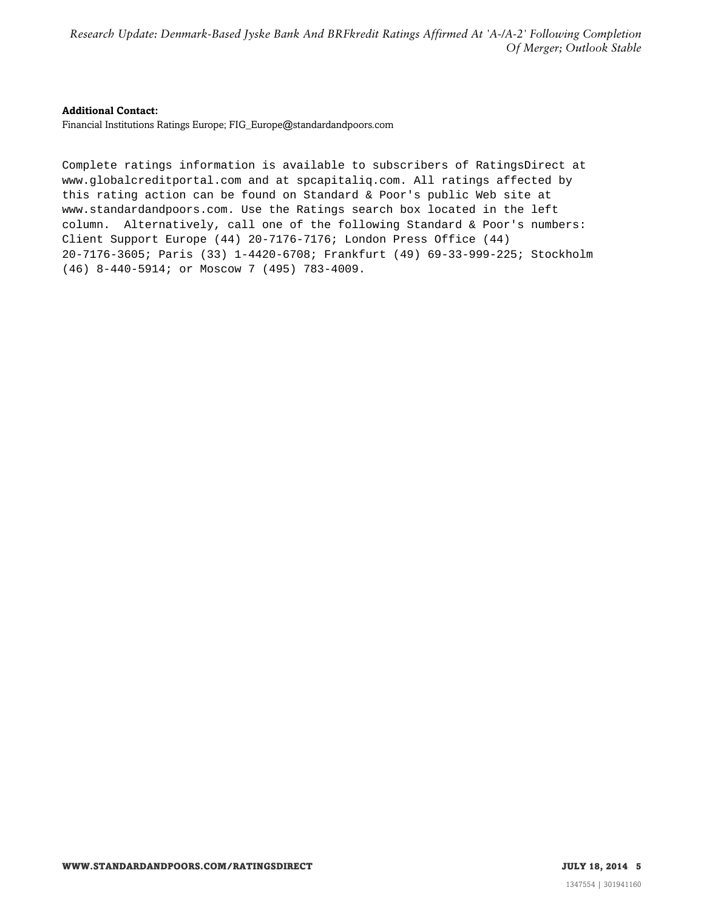**Additional Contact:**
Financial Institutions Ratings Europe; FIG_Europe@standardandpoors.com

Complete ratings information is available to subscribers of RatingsDirect at www.globalcreditportal.com and at spcapitaliq.com. All ratings affected by this rating action can be found on Standard & Poor's public Web site at www.standardandpoors.com. Use the Ratings search box located in the left column. Alternatively, call one of the following Standard & Poor's numbers: Client Support Europe (44) 20-7176-7176; London Press Office (44) 20-7176-3605; Paris (33) 1-4420-6708; Frankfurt (49) 69-33-999-225; Stockholm (46) 8-440-5914; or Moscow 7 (495) 783-4009.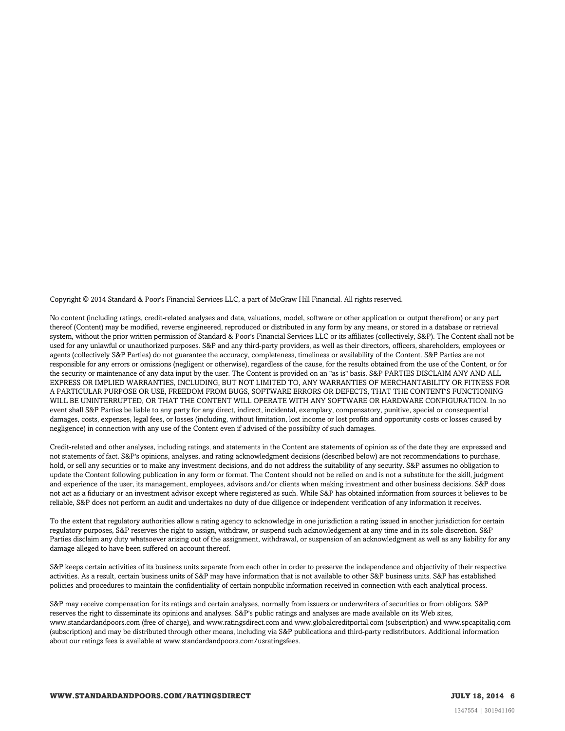Copyright © 2014 Standard & Poor's Financial Services LLC, a part of McGraw Hill Financial. All rights reserved.

No content (including ratings, credit-related analyses and data, valuations, model, software or other application or output therefrom) or any part thereof (Content) may be modified, reverse engineered, reproduced or distributed in any form by any means, or stored in a database or retrieval system, without the prior written permission of Standard & Poor's Financial Services LLC or its affiliates (collectively, S&P). The Content shall not be used for any unlawful or unauthorized purposes. S&P and any third-party providers, as well as their directors, officers, shareholders, employees or agents (collectively S&P Parties) do not guarantee the accuracy, completeness, timeliness or availability of the Content. S&P Parties are not responsible for any errors or omissions (negligent or otherwise), regardless of the cause, for the results obtained from the use of the Content, or for the security or maintenance of any data input by the user. The Content is provided on an "as is" basis. S&P PARTIES DISCLAIM ANY AND ALL EXPRESS OR IMPLIED WARRANTIES, INCLUDING, BUT NOT LIMITED TO, ANY WARRANTIES OF MERCHANTABILITY OR FITNESS FOR A PARTICULAR PURPOSE OR USE, FREEDOM FROM BUGS, SOFTWARE ERRORS OR DEFECTS, THAT THE CONTENT'S FUNCTIONING WILL BE UNINTERRUPTED, OR THAT THE CONTENT WILL OPERATE WITH ANY SOFTWARE OR HARDWARE CONFIGURATION. In no event shall S&P Parties be liable to any party for any direct, indirect, incidental, exemplary, compensatory, punitive, special or consequential damages, costs, expenses, legal fees, or losses (including, without limitation, lost income or lost profits and opportunity costs or losses caused by negligence) in connection with any use of the Content even if advised of the possibility of such damages.

Credit-related and other analyses, including ratings, and statements in the Content are statements of opinion as of the date they are expressed and not statements of fact. S&P's opinions, analyses, and rating acknowledgment decisions (described below) are not recommendations to purchase, hold, or sell any securities or to make any investment decisions, and do not address the suitability of any security. S&P assumes no obligation to update the Content following publication in any form or format. The Content should not be relied on and is not a substitute for the skill, judgment and experience of the user, its management, employees, advisors and/or clients when making investment and other business decisions. S&P does not act as a fiduciary or an investment advisor except where registered as such. While S&P has obtained information from sources it believes to be reliable, S&P does not perform an audit and undertakes no duty of due diligence or independent verification of any information it receives.

To the extent that regulatory authorities allow a rating agency to acknowledge in one jurisdiction a rating issued in another jurisdiction for certain regulatory purposes, S&P reserves the right to assign, withdraw, or suspend such acknowledgement at any time and in its sole discretion. S&P Parties disclaim any duty whatsoever arising out of the assignment, withdrawal, or suspension of an acknowledgment as well as any liability for any damage alleged to have been suffered on account thereof.

S&P keeps certain activities of its business units separate from each other in order to preserve the independence and objectivity of their respective activities. As a result, certain business units of S&P may have information that is not available to other S&P business units. S&P has established policies and procedures to maintain the confidentiality of certain nonpublic information received in connection with each analytical process.

S&P may receive compensation for its ratings and certain analyses, normally from issuers or underwriters of securities or from obligors. S&P reserves the right to disseminate its opinions and analyses. S&P's public ratings and analyses are made available on its Web sites, www.standardandpoors.com (free of charge), and www.ratingsdirect.com and www.globalcreditportal.com (subscription) and www.spcapitaliq.com (subscription) and may be distributed through other means, including via S&P publications and third-party redistributors. Additional information about our ratings fees is available at www.standardandpoors.com/usratingsfees.